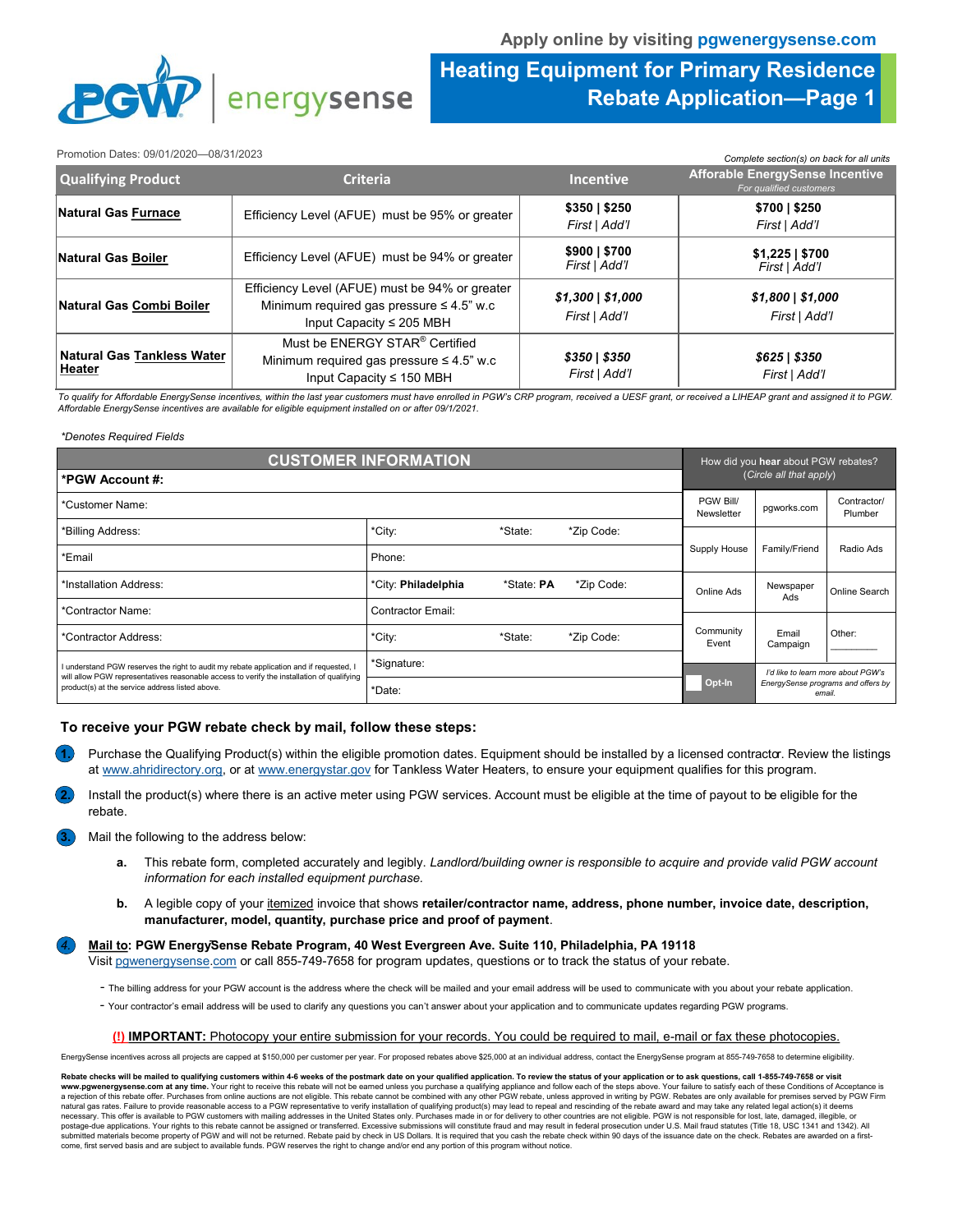Apply online by visiting pgwenergysense.com

# Heating Equipment for Primary Residence Rebate Application—Page 1

PGW | energysense

Promotion Dates: 09/01/2020—08/31/2023

*Complete section(s) on back for all units*

| Qualifying Product | Criteria | Incentive | Afforable EnergySense Incentive *For qualified customers* |
|---|---|---|---|
| **Natural Gas Furnace** | Efficiency Level (AFUE) must be 95% or greater | **$350 \| $250** *First \| Add'l* | **$700 \| $250** *First \| Add'l* |
| **Natural Gas Boiler** | Efficiency Level (AFUE) must be 94% or greater | **$900 \| $700** *First \| Add'l* | **$1,225 \| $700** *First \| Add'l* |
| **Natural Gas Combi Boiler** | Efficiency Level (AFUE) must be 94% or greater; Minimum required gas pressure ≤ 4.5" w.c; Input Capacity ≤ 205 MBH | ***$1,300 \| $1,000*** *First \| Add'l* | ***$1,800 \| $1,000*** *First \| Add'l* |
| **Natural Gas Tankless Water Heater** | Must be ENERGY STAR® Certified; Minimum required gas pressure ≤ 4.5" w.c; Input Capacity ≤ 150 MBH | ***$350 \| $350*** *First \| Add'l* | ***$625 \| $350*** *First \| Add'l* |

*To qualify for Affordable EnergySense incentives, within the last year customers must have enrolled in PGW's CRP program, received a UESF grant, or received a LIHEAP grant and assigned it to PGW. Affordable EnergySense incentives are available for eligible equipment installed on or after 09/1/2021.*

*\*Denotes Required Fields*

## CUSTOMER INFORMATION

| | | | |
|---|---|---|---|
| **\*PGW Account #:** | | | |
| \*Customer Name: | | | |
| \*Billing Address: | \*City: | \*State: | \*Zip Code: |
| \*Email | Phone: | | |
| \*Installation Address: | \*City: **Philadelphia** | \*State: **PA** | \*Zip Code: |
| \*Contractor Name: | Contractor Email: | | |
| \*Contractor Address: | \*City: | \*State: | \*Zip Code: |
| I understand PGW reserves the right to audit my rebate application and if requested, I will allow PGW representatives reasonable access to verify the installation of qualifying product(s) at the service address listed above. | \*Signature: | | |
| | \*Date: | | |

How did you **hear** about PGW rebates? (*Circle all that apply*)

| | | |
|---|---|---|
| PGW Bill/ Newsletter | pgworks.com | Contractor/ Plumber |
| Supply House | Family/Friend | Radio Ads |
| Online Ads | Newspaper Ads | Online Search |
| Community Event | Email Campaign | Other: ________ |
| Opt-In | *I'd like to learn more about PGW's EnergySense programs and offers by email.* | |

### To receive your PGW rebate check by mail, follow these steps:

1. Purchase the Qualifying Product(s) within the eligible promotion dates. Equipment should be installed by a licensed contractor. Review the listings at www.ahridirectory.org, or at www.energystar.gov for Tankless Water Heaters, to ensure your equipment qualifies for this program.
2. Install the product(s) where there is an active meter using PGW services. Account must be eligible at the time of payout to be eligible for the rebate.
3. Mail the following to the address below:
   a. This rebate form, completed accurately and legibly. *Landlord/building owner is responsible to acquire and provide valid PGW account information for each installed equipment purchase.*
   b. A legible copy of your itemized invoice that shows **retailer/contractor name, address, phone number, invoice date, description, manufacturer, model, quantity, purchase price and proof of payment**.
4. **Mail to: PGW EnergySense Rebate Program, 40 West Evergreen Ave. Suite 110, Philadelphia, PA 19118**
   Visit pgwenergysense.com or call 855-749-7658 for program updates, questions or to track the status of your rebate.

- The billing address for your PGW account is the address where the check will be mailed and your email address will be used to communicate with you about your rebate application.
- Your contractor's email address will be used to clarify any questions you can't answer about your application and to communicate updates regarding PGW programs.

**(!) IMPORTANT:** Photocopy your entire submission for your records. You could be required to mail, e-mail or fax these photocopies.

EnergySense incentives across all projects are capped at $150,000 per customer per year. For proposed rebates above $25,000 at an individual address, contact the EnergySense program at 855-749-7658 to determine eligibility.

**Rebate checks will be mailed to qualifying customers within 4-6 weeks of the postmark date on your qualified application. To review the status of your application or to ask questions, call 1-855-749-7658 or visit www.pgwenergysense.com at any time.** Your right to receive this rebate will not be earned unless you purchase a qualifying appliance and follow each of the steps above. Your failure to satisfy each of these Conditions of Acceptance is a rejection of this rebate offer. Purchases from online auctions are not eligible. This rebate cannot be combined with any other PGW rebate, unless approved in writing by PGW. Rebates are only available for premises served by PGW Firm natural gas rates. Failure to provide reasonable access to a PGW representative to verify installation of qualifying product(s) may lead to repeal and rescinding of the rebate award and may take any related legal action(s) it deems necessary. This offer is available to PGW customers with mailing addresses in the United States only. Purchases made in or for delivery to other countries are not eligible. PGW is not responsible for lost, late, damaged, illegible, or postage-due applications. Your rights to this rebate cannot be assigned or transferred. Excessive submissions will constitute fraud and may result in federal prosecution under U.S. Mail fraud statutes (Title 18, USC 1341 and 1342). All submitted materials become property of PGW and will not be returned. Rebate paid by check in US Dollars. It is required that you cash the rebate check within 90 days of the issuance date on the check. Rebates are awarded on a first-come, first served basis and are subject to available funds. PGW reserves the right to change and/or end any portion of this program without notice.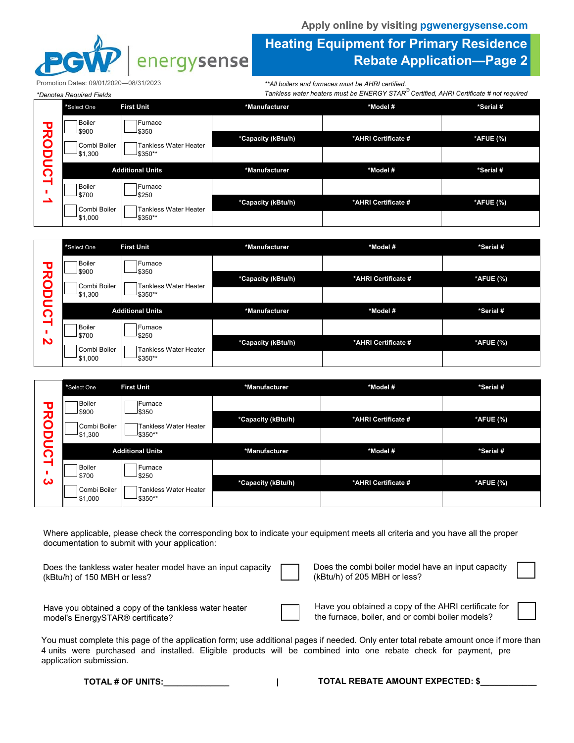Apply online by visiting **pgwenergysense.com**

PGW energysense

# Heating Equipment for Primary Residence Rebate Application—Page 2

Promotion Dates: 09/01/2020—08/31/2023

*Denotes Required Fields

*\*\*All boilers and furnaces must be AHRI certified.*
*Tankless water heaters must be ENERGY STAR® Certified, AHRI Certificate # not required*

## PRODUCT - 1

| *Select One | First Unit | *Manufacturer | *Model # | *Serial # |
|---|---|---|---|---|
| ☐ Boiler $900 | ☐ Furnace $350 | | | |
| ☐ Combi Boiler $1,300 | ☐ Tankless Water Heater $350** | *Capacity (kBtu/h) | *AHRI Certificate # | *AFUE (%) |
| | | | | |
| **Additional Units** | | *Manufacturer | *Model # | *Serial # |
| ☐ Boiler $700 | ☐ Furnace $250 | | | |
| ☐ Combi Boiler $1,000 | ☐ Tankless Water Heater $350** | *Capacity (kBtu/h) | *AHRI Certificate # | *AFUE (%) |
| | | | | |

## PRODUCT - 2

| *Select One | First Unit | *Manufacturer | *Model # | *Serial # |
|---|---|---|---|---|
| ☐ Boiler $900 | ☐ Furnace $350 | | | |
| ☐ Combi Boiler $1,300 | ☐ Tankless Water Heater $350** | *Capacity (kBtu/h) | *AHRI Certificate # | *AFUE (%) |
| | | | | |
| **Additional Units** | | *Manufacturer | *Model # | *Serial # |
| ☐ Boiler $700 | ☐ Furnace $250 | | | |
| ☐ Combi Boiler $1,000 | ☐ Tankless Water Heater $350** | *Capacity (kBtu/h) | *AHRI Certificate # | *AFUE (%) |
| | | | | |

## PRODUCT - 3

| *Select One | First Unit | *Manufacturer | *Model # | *Serial # |
|---|---|---|---|---|
| ☐ Boiler $900 | ☐ Furnace $350 | | | |
| ☐ Combi Boiler $1,300 | ☐ Tankless Water Heater $350** | *Capacity (kBtu/h) | *AHRI Certificate # | *AFUE (%) |
| | | | | |
| **Additional Units** | | *Manufacturer | *Model # | *Serial # |
| ☐ Boiler $700 | ☐ Furnace $250 | | | |
| ☐ Combi Boiler $1,000 | ☐ Tankless Water Heater $350** | *Capacity (kBtu/h) | *AHRI Certificate # | *AFUE (%) |
| | | | | |

Where applicable, please check the corresponding box to indicate your equipment meets all criteria and you have all the proper documentation to submit with your application:

- Does the tankless water heater model have an input capacity (kBtu/h) of 150 MBH or less? ☐
- Does the combi boiler model have an input capacity (kBtu/h) of 205 MBH or less? ☐
- Have you obtained a copy of the tankless water heater model's EnergySTAR® certificate? ☐
- Have you obtained a copy of the AHRI certificate for the furnace, boiler, and or combi boiler models? ☐

You must complete this page of the application form; use additional pages if needed. Only enter total rebate amount once if more than 4 units were purchased and installed. Eligible products will be combined into one rebate check for payment, pre application submission.

**TOTAL # OF UNITS:______________** | **TOTAL REBATE AMOUNT EXPECTED: $____________**